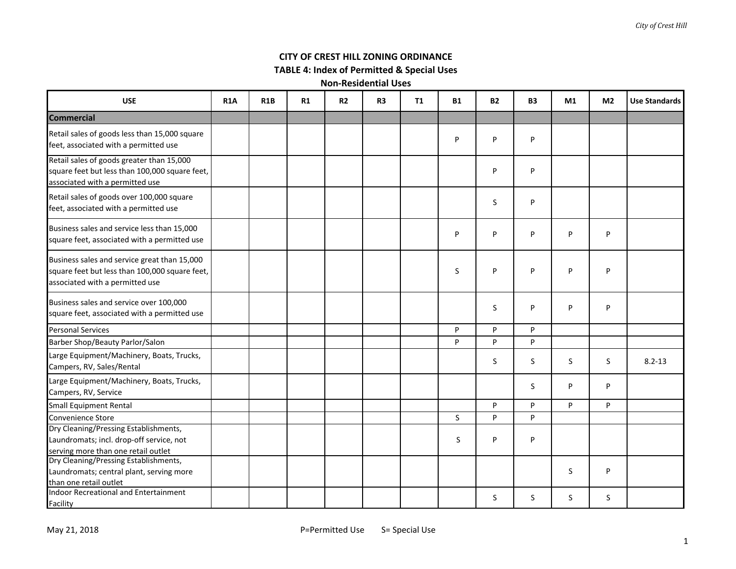# CITY OF CREST HILL ZONING ORDINANCE
## TABLE 4: Index of Permitted & Special Uses
### Non-Residential Uses

| USE | R1A | R1B | R1 | R2 | R3 | T1 | B1 | B2 | B3 | M1 | M2 | Use Standards |
|---|---|---|---|---|---|---|---|---|---|---|---|---|
| **Commercial** | | | | | | | | | | | | |
| Retail sales of goods less than 15,000 square feet, associated with a permitted use | | | | | | | P | P | P | | | |
| Retail sales of goods greater than 15,000 square feet but less than 100,000 square feet, associated with a permitted use | | | | | | | | P | P | | | |
| Retail sales of goods over 100,000 square feet, associated with a permitted use | | | | | | | | S | P | | | |
| Business sales and service less than 15,000 square feet, associated with a permitted use | | | | | | | P | P | P | P | P | |
| Business sales and service great than 15,000 square feet but less than 100,000 square feet, associated with a permitted use | | | | | | | S | P | P | P | P | |
| Business sales and service over 100,000 square feet, associated with a permitted use | | | | | | | | S | P | P | P | |
| Personal Services | | | | | | | P | P | P | | | |
| Barber Shop/Beauty Parlor/Salon | | | | | | | P | P | P | | | |
| Large Equipment/Machinery, Boats, Trucks, Campers, RV, Sales/Rental | | | | | | | | S | S | S | S | 8.2-13 |
| Large Equipment/Machinery, Boats, Trucks, Campers, RV, Service | | | | | | | | | S | P | P | |
| Small Equipment Rental | | | | | | | | P | P | P | P | |
| Convenience Store | | | | | | | S | P | P | | | |
| Dry Cleaning/Pressing Establishments, Laundromats; incl. drop-off service, not serving more than one retail outlet | | | | | | | S | P | P | | | |
| Dry Cleaning/Pressing Establishments, Laundromats; central plant, serving more than one retail outlet | | | | | | | | | | S | P | |
| Indoor Recreational and Entertainment Facility | | | | | | | | S | S | S | S | |

May 21, 2018 P=Permitted Use S= Special Use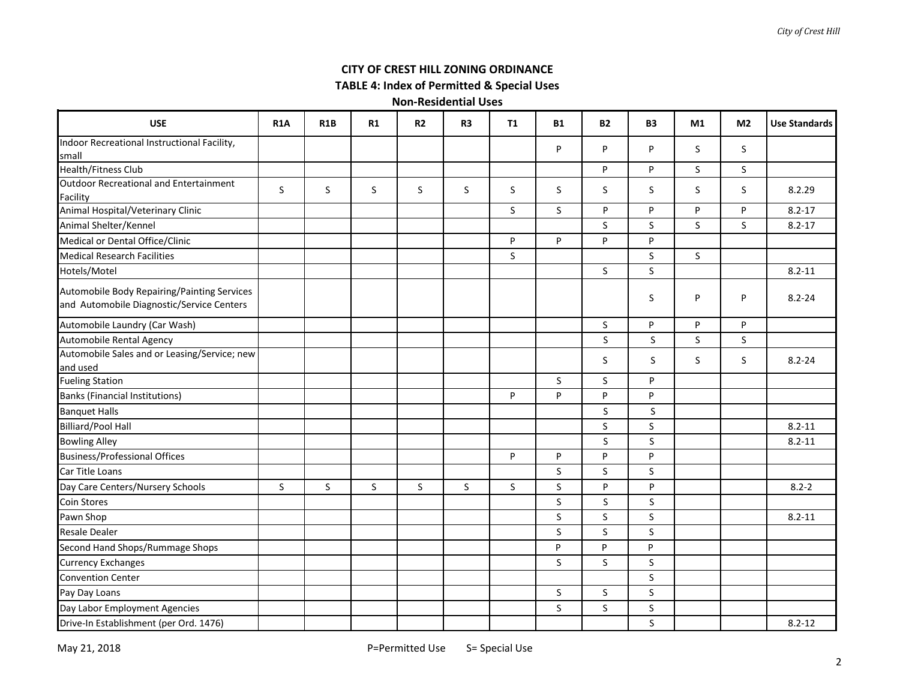# CITY OF CREST HILL ZONING ORDINANCE

## TABLE 4: Index of Permitted & Special Uses

### Non-Residential Uses

| USE | R1A | R1B | R1 | R2 | R3 | T1 | B1 | B2 | B3 | M1 | M2 | Use Standards |
|---|---|---|---|---|---|---|---|---|---|---|---|---|
| Indoor Recreational Instructional Facility, small | | | | | | | P | P | P | S | S | |
| Health/Fitness Club | | | | | | | | P | P | S | S | |
| Outdoor Recreational and Entertainment Facility | S | S | S | S | S | S | S | S | S | S | S | 8.2.29 |
| Animal Hospital/Veterinary Clinic | | | | | | S | S | P | P | P | P | 8.2-17 |
| Animal Shelter/Kennel | | | | | | | | S | S | S | S | 8.2-17 |
| Medical or Dental Office/Clinic | | | | | | P | P | P | P | | | |
| Medical Research Facilities | | | | | | S | | | S | S | | |
| Hotels/Motel | | | | | | | | S | S | | | 8.2-11 |
| Automobile Body Repairing/Painting Services and Automobile Diagnostic/Service Centers | | | | | | | | | S | P | P | 8.2-24 |
| Automobile Laundry (Car Wash) | | | | | | | | S | P | P | P | |
| Automobile Rental Agency | | | | | | | | S | S | S | S | |
| Automobile Sales and or Leasing/Service; new and used | | | | | | | | S | S | S | S | 8.2-24 |
| Fueling Station | | | | | | | S | S | P | | | |
| Banks (Financial Institutions) | | | | | | P | P | P | P | | | |
| Banquet Halls | | | | | | | | S | S | | | |
| Billiard/Pool Hall | | | | | | | | S | S | | | 8.2-11 |
| Bowling Alley | | | | | | | | S | S | | | 8.2-11 |
| Business/Professional Offices | | | | | | P | P | P | P | | | |
| Car Title Loans | | | | | | | S | S | S | | | |
| Day Care Centers/Nursery Schools | S | S | S | S | S | S | S | P | P | | | 8.2-2 |
| Coin Stores | | | | | | | S | S | S | | | |
| Pawn Shop | | | | | | | S | S | S | | | 8.2-11 |
| Resale Dealer | | | | | | | S | S | S | | | |
| Second Hand Shops/Rummage Shops | | | | | | | P | P | P | | | |
| Currency Exchanges | | | | | | | S | S | S | | | |
| Convention Center | | | | | | | | | S | | | |
| Pay Day Loans | | | | | | | S | S | S | | | |
| Day Labor Employment Agencies | | | | | | | S | S | S | | | |
| Drive-In Establishment (per Ord. 1476) | | | | | | | | | S | | | 8.2-12 |

May 21, 2018

P=Permitted Use S= Special Use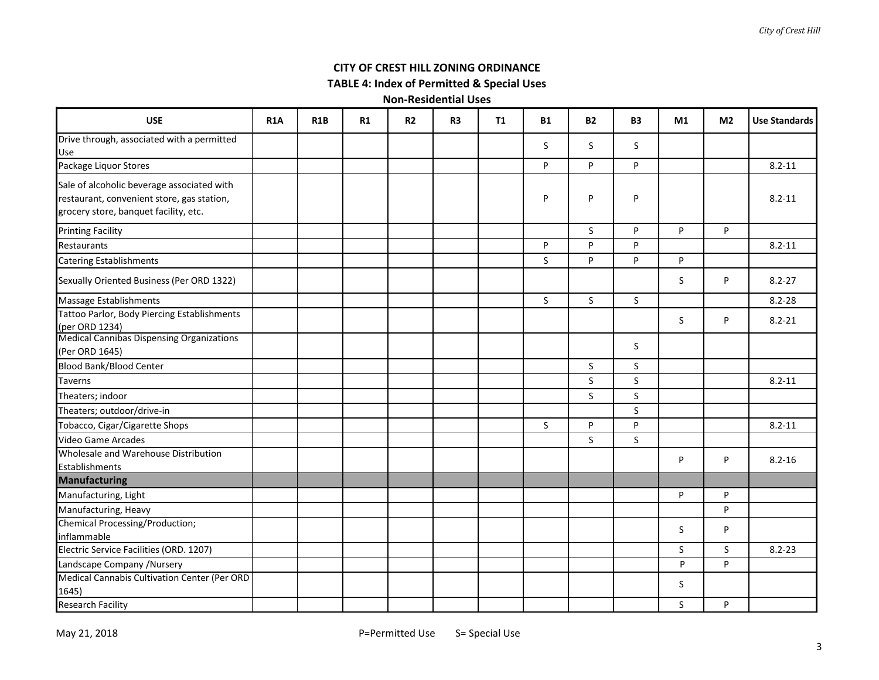# CITY OF CREST HILL ZONING ORDINANCE

## TABLE 4: Index of Permitted & Special Uses

### Non-Residential Uses

| USE | R1A | R1B | R1 | R2 | R3 | T1 | B1 | B2 | B3 | M1 | M2 | Use Standards |
|---|---|---|---|---|---|---|---|---|---|---|---|---|
| Drive through, associated with a permitted Use | | | | | | | S | S | S | | | |
| Package Liquor Stores | | | | | | | P | P | P | | | 8.2-11 |
| Sale of alcoholic beverage associated with restaurant, convenient store, gas station, grocery store, banquet facility, etc. | | | | | | | P | P | P | | | 8.2-11 |
| Printing Facility | | | | | | | | S | P | P | P | |
| Restaurants | | | | | | | P | P | P | | | 8.2-11 |
| Catering Establishments | | | | | | | S | P | P | P | | |
| Sexually Oriented Business (Per ORD 1322) | | | | | | | | | | S | P | 8.2-27 |
| Massage Establishments | | | | | | | S | S | S | | | 8.2-28 |
| Tattoo Parlor, Body Piercing Establishments (per ORD 1234) | | | | | | | | | | S | P | 8.2-21 |
| Medical Cannibas Dispensing Organizations (Per ORD 1645) | | | | | | | | | S | | | |
| Blood Bank/Blood Center | | | | | | | | S | S | | | |
| Taverns | | | | | | | | S | S | | | 8.2-11 |
| Theaters; indoor | | | | | | | | S | S | | | |
| Theaters; outdoor/drive-in | | | | | | | | | S | | | |
| Tobacco, Cigar/Cigarette Shops | | | | | | | S | P | P | | | 8.2-11 |
| Video Game Arcades | | | | | | | | S | S | | | |
| Wholesale and Warehouse Distribution Establishments | | | | | | | | | | P | P | 8.2-16 |
| **Manufacturing** | | | | | | | | | | | | |
| Manufacturing, Light | | | | | | | | | | P | P | |
| Manufacturing, Heavy | | | | | | | | | | | P | |
| Chemical Processing/Production; inflammable | | | | | | | | | | S | P | |
| Electric Service Facilities (ORD. 1207) | | | | | | | | | | S | S | 8.2-23 |
| Landscape Company /Nursery | | | | | | | | | | P | P | |
| Medical Cannabis Cultivation Center (Per ORD 1645) | | | | | | | | | | S | | |
| Research Facility | | | | | | | | | | S | P | |

May 21, 2018

P=Permitted Use S= Special Use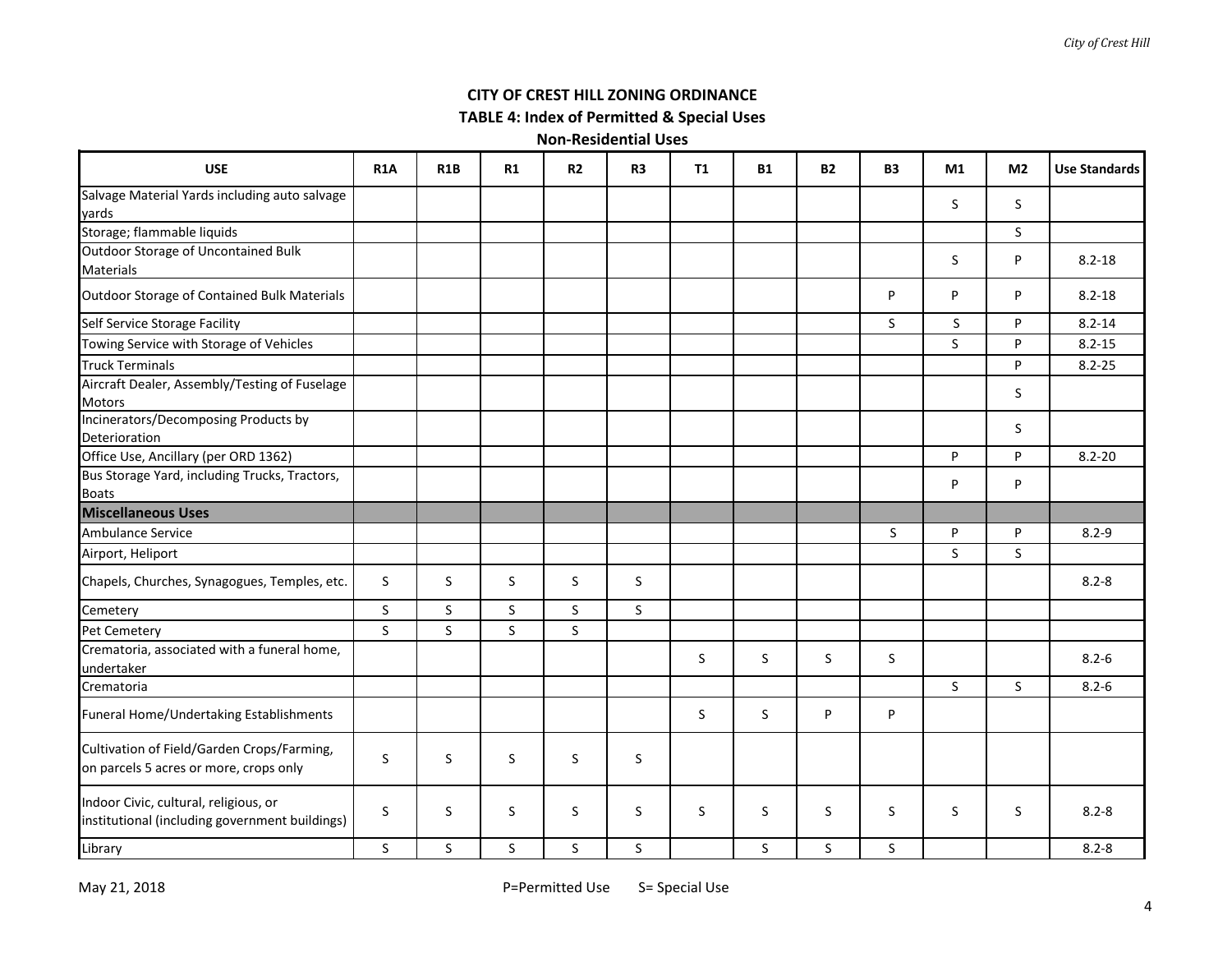**CITY OF CREST HILL ZONING ORDINANCE**

**TABLE 4: Index of Permitted & Special Uses**

**Non-Residential Uses**

| USE | R1A | R1B | R1 | R2 | R3 | T1 | B1 | B2 | B3 | M1 | M2 | Use Standards |
|---|---|---|---|---|---|---|---|---|---|---|---|---|
| Salvage Material Yards including auto salvage yards | | | | | | | | | | S | S | |
| Storage; flammable liquids | | | | | | | | | | | S | |
| Outdoor Storage of Uncontained Bulk Materials | | | | | | | | | | S | P | 8.2-18 |
| Outdoor Storage of Contained Bulk Materials | | | | | | | | | P | P | P | 8.2-18 |
| Self Service Storage Facility | | | | | | | | | S | S | P | 8.2-14 |
| Towing Service with Storage of Vehicles | | | | | | | | | | S | P | 8.2-15 |
| Truck Terminals | | | | | | | | | | | P | 8.2-25 |
| Aircraft Dealer, Assembly/Testing of Fuselage Motors | | | | | | | | | | | S | |
| Incinerators/Decomposing Products by Deterioration | | | | | | | | | | | S | |
| Office Use, Ancillary (per ORD 1362) | | | | | | | | | | P | P | 8.2-20 |
| Bus Storage Yard, including Trucks, Tractors, Boats | | | | | | | | | | P | P | |
| **Miscellaneous Uses** | | | | | | | | | | | | |
| Ambulance Service | | | | | | | | | S | P | P | 8.2-9 |
| Airport, Heliport | | | | | | | | | | S | S | |
| Chapels, Churches, Synagogues, Temples, etc. | S | S | S | S | S | | | | | | | 8.2-8 |
| Cemetery | S | S | S | S | S | | | | | | | |
| Pet Cemetery | S | S | S | S | | | | | | | | |
| Crematoria, associated with a funeral home, undertaker | | | | | | S | S | S | S | | | 8.2-6 |
| Crematoria | | | | | | | | | | S | S | 8.2-6 |
| Funeral Home/Undertaking Establishments | | | | | | S | S | P | P | | | |
| Cultivation of Field/Garden Crops/Farming, on parcels 5 acres or more, crops only | S | S | S | S | S | | | | | | | |
| Indoor Civic, cultural, religious, or institutional (including government buildings) | S | S | S | S | S | S | S | S | S | S | S | 8.2-8 |
| Library | S | S | S | S | S | | S | S | S | | | 8.2-8 |

May 21, 2018 P=Permitted Use S= Special Use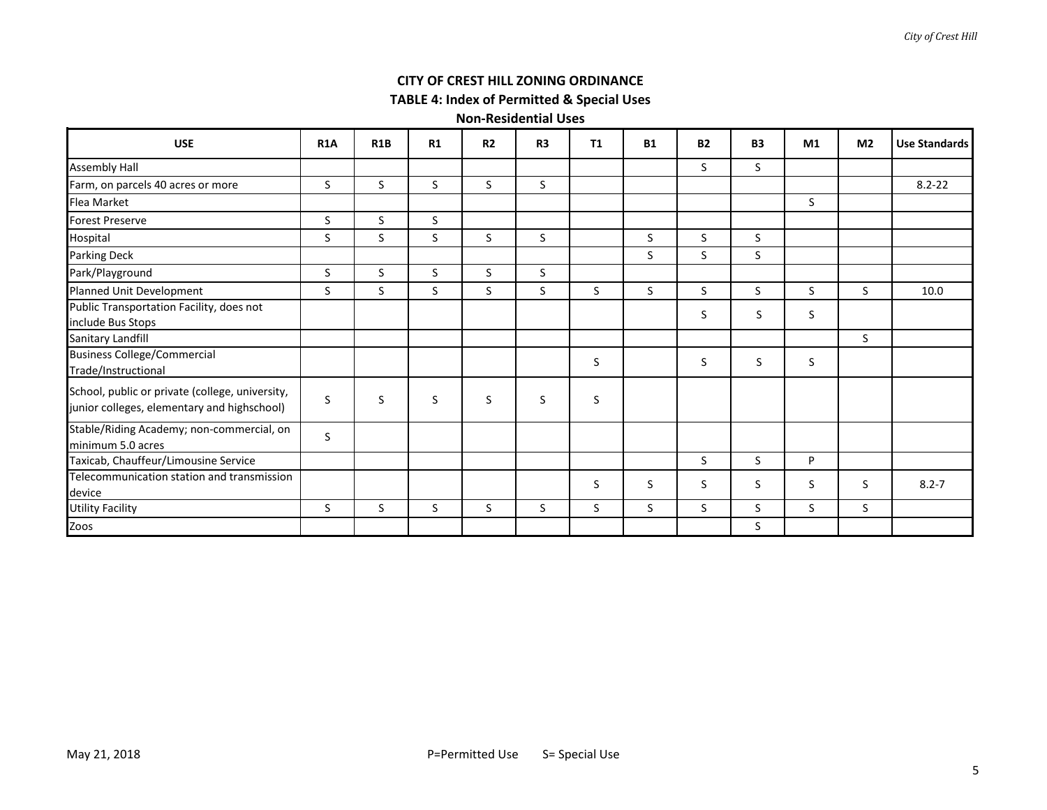# CITY OF CREST HILL ZONING ORDINANCE
## TABLE 4: Index of Permitted & Special Uses
### Non-Residential Uses

| USE | R1A | R1B | R1 | R2 | R3 | T1 | B1 | B2 | B3 | M1 | M2 | Use Standards |
|---|---|---|---|---|---|---|---|---|---|---|---|---|
| Assembly Hall | | | | | | | | S | S | | | |
| Farm, on parcels 40 acres or more | S | S | S | S | S | | | | | | | 8.2-22 |
| Flea Market | | | | | | | | | | S | | |
| Forest Preserve | S | S | S | | | | | | | | | |
| Hospital | S | S | S | S | S | | S | S | S | | | |
| Parking Deck | | | | | | | S | S | S | | | |
| Park/Playground | S | S | S | S | S | | | | | | | |
| Planned Unit Development | S | S | S | S | S | S | S | S | S | S | S | 10.0 |
| Public Transportation Facility, does not include Bus Stops | | | | | | | | S | S | S | | |
| Sanitary Landfill | | | | | | | | | | | S | |
| Business College/Commercial Trade/Instructional | | | | | | S | | S | S | S | | |
| School, public or private (college, university, junior colleges, elementary and highschool) | S | S | S | S | S | S | | | | | | |
| Stable/Riding Academy; non-commercial, on minimum 5.0 acres | S | | | | | | | | | | | |
| Taxicab, Chauffeur/Limousine Service | | | | | | | | S | S | P | | |
| Telecommunication station and transmission device | | | | | | S | S | S | S | S | S | 8.2-7 |
| Utility Facility | S | S | S | S | S | S | S | S | S | S | S | |
| Zoos | | | | | | | | | S | | | |

May 21, 2018

P=Permitted Use S= Special Use